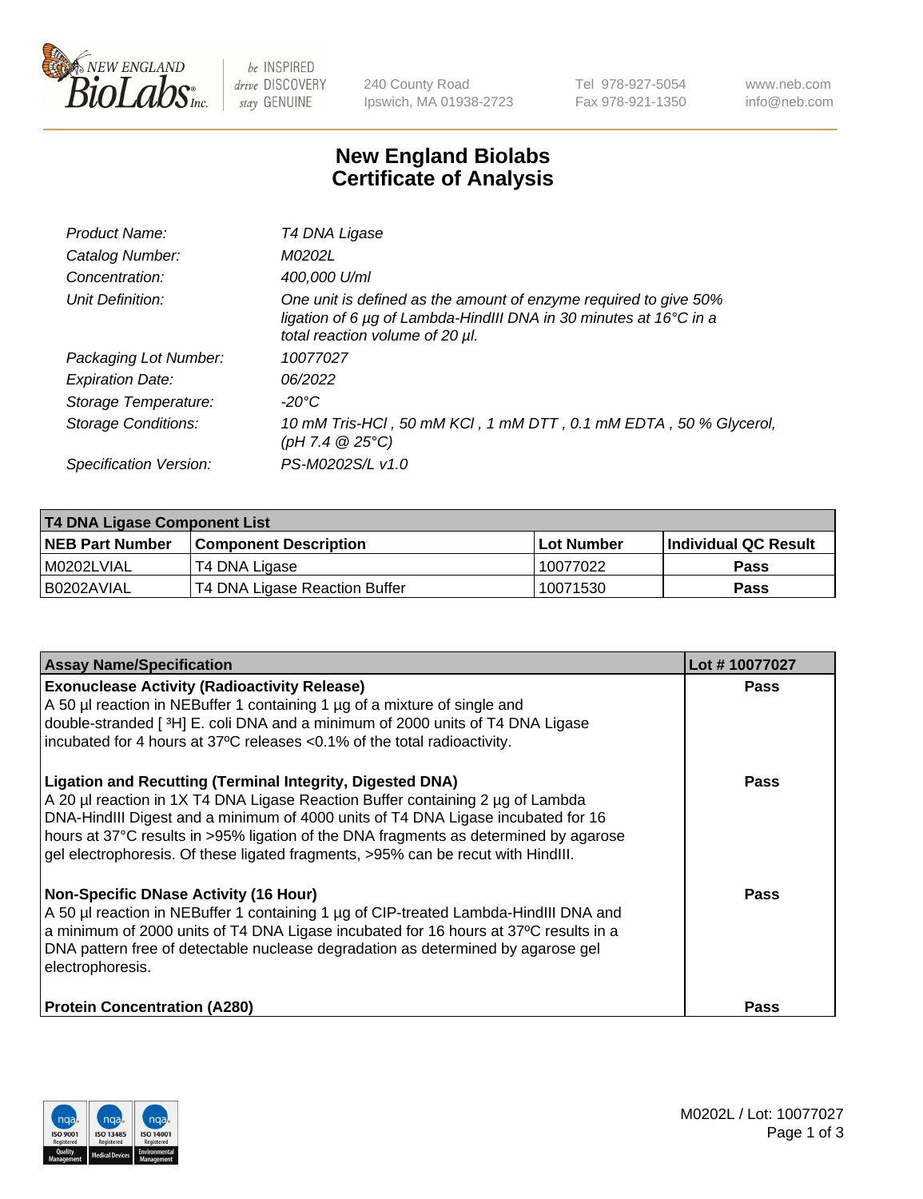# New England Biolabs
# Certificate of Analysis

| | |
|---|---|
| *Product Name:* | *T4 DNA Ligase* |
| *Catalog Number:* | *M0202L* |
| *Concentration:* | *400,000 U/ml* |
| *Unit Definition:* | *One unit is defined as the amount of enzyme required to give 50% ligation of 6 µg of Lambda-HindIII DNA in 30 minutes at 16°C in a total reaction volume of 20 µl.* |
| *Packaging Lot Number:* | *10077027* |
| *Expiration Date:* | *06/2022* |
| *Storage Temperature:* | *-20°C* |
| *Storage Conditions:* | *10 mM Tris-HCl , 50 mM KCl , 1 mM DTT , 0.1 mM EDTA , 50 % Glycerol, (pH 7.4 @ 25°C)* |
| *Specification Version:* | *PS-M0202S/L v1.0* |

| T4 DNA Ligase Component List | | | |
|---|---|---|---|
| **NEB Part Number** | **Component Description** | **Lot Number** | **Individual QC Result** |
| M0202LVIAL | T4 DNA Ligase | 10077022 | **Pass** |
| B0202AVIAL | T4 DNA Ligase Reaction Buffer | 10071530 | **Pass** |

| Assay Name/Specification | Lot # 10077027 |
|---|---|
| **Exonuclease Activity (Radioactivity Release)**<br>A 50 µl reaction in NEBuffer 1 containing 1 µg of a mixture of single and double-stranded [ $^{3}$H] E. coli DNA and a minimum of 2000 units of T4 DNA Ligase incubated for 4 hours at 37ºC releases <0.1% of the total radioactivity. | **Pass** |
| **Ligation and Recutting (Terminal Integrity, Digested DNA)**<br>A 20 µl reaction in 1X T4 DNA Ligase Reaction Buffer containing 2 µg of Lambda DNA-HindIII Digest and a minimum of 4000 units of T4 DNA Ligase incubated for 16 hours at 37°C results in >95% ligation of the DNA fragments as determined by agarose gel electrophoresis. Of these ligated fragments, >95% can be recut with HindIII. | **Pass** |
| **Non-Specific DNase Activity (16 Hour)**<br>A 50 µl reaction in NEBuffer 1 containing 1 µg of CIP-treated Lambda-HindIII DNA and a minimum of 2000 units of T4 DNA Ligase incubated for 16 hours at 37ºC results in a DNA pattern free of detectable nuclease degradation as determined by agarose gel electrophoresis. | **Pass** |
| **Protein Concentration (A280)** | **Pass** |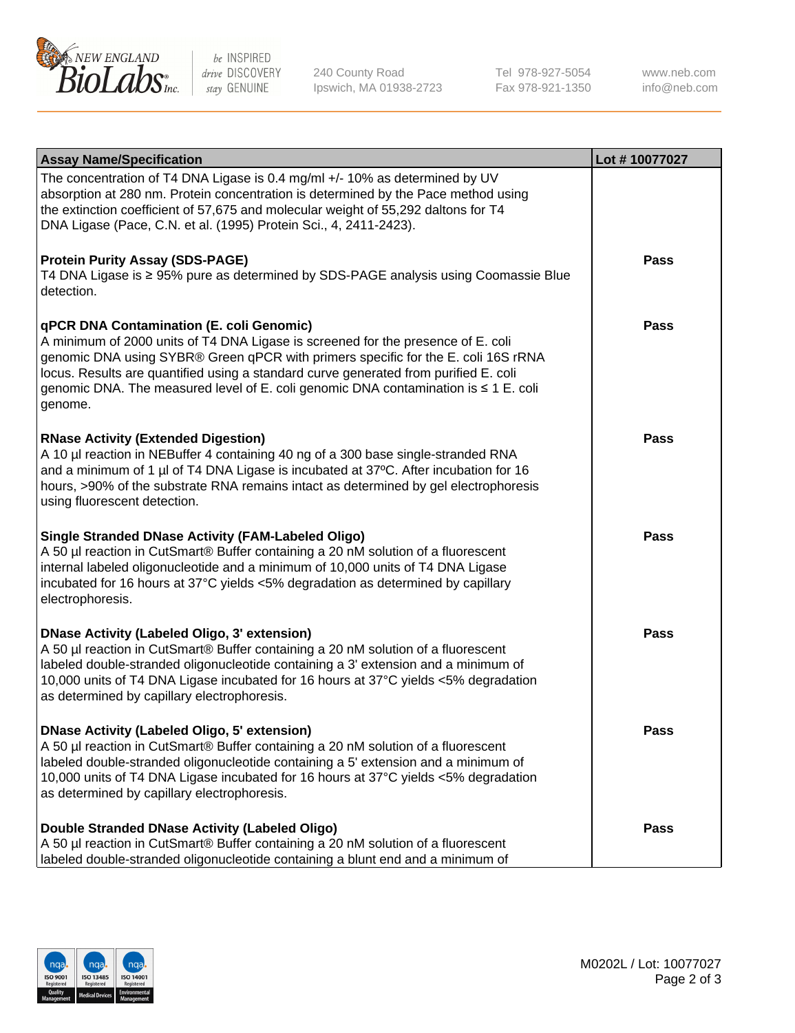| Assay Name/Specification | Lot # 10077027 |
| --- | --- |
| The concentration of T4 DNA Ligase is 0.4 mg/ml +/- 10% as determined by UV absorption at 280 nm. Protein concentration is determined by the Pace method using the extinction coefficient of 57,675 and molecular weight of 55,292 daltons for T4 DNA Ligase (Pace, C.N. et al. (1995) Protein Sci., 4, 2411-2423). | |
| **Protein Purity Assay (SDS-PAGE)**<br>T4 DNA Ligase is ≥ 95% pure as determined by SDS-PAGE analysis using Coomassie Blue detection. | **Pass** |
| **qPCR DNA Contamination (E. coli Genomic)**<br>A minimum of 2000 units of T4 DNA Ligase is screened for the presence of E. coli genomic DNA using SYBR® Green qPCR with primers specific for the E. coli 16S rRNA locus. Results are quantified using a standard curve generated from purified E. coli genomic DNA. The measured level of E. coli genomic DNA contamination is ≤ 1 E. coli genome. | **Pass** |
| **RNase Activity (Extended Digestion)**<br>A 10 µl reaction in NEBuffer 4 containing 40 ng of a 300 base single-stranded RNA and a minimum of 1 µl of T4 DNA Ligase is incubated at 37ºC. After incubation for 16 hours, >90% of the substrate RNA remains intact as determined by gel electrophoresis using fluorescent detection. | **Pass** |
| **Single Stranded DNase Activity (FAM-Labeled Oligo)**<br>A 50 µl reaction in CutSmart® Buffer containing a 20 nM solution of a fluorescent internal labeled oligonucleotide and a minimum of 10,000 units of T4 DNA Ligase incubated for 16 hours at 37°C yields <5% degradation as determined by capillary electrophoresis. | **Pass** |
| **DNase Activity (Labeled Oligo, 3' extension)**<br>A 50 µl reaction in CutSmart® Buffer containing a 20 nM solution of a fluorescent labeled double-stranded oligonucleotide containing a 3' extension and a minimum of 10,000 units of T4 DNA Ligase incubated for 16 hours at 37°C yields <5% degradation as determined by capillary electrophoresis. | **Pass** |
| **DNase Activity (Labeled Oligo, 5' extension)**<br>A 50 µl reaction in CutSmart® Buffer containing a 20 nM solution of a fluorescent labeled double-stranded oligonucleotide containing a 5' extension and a minimum of 10,000 units of T4 DNA Ligase incubated for 16 hours at 37°C yields <5% degradation as determined by capillary electrophoresis. | **Pass** |
| **Double Stranded DNase Activity (Labeled Oligo)**<br>A 50 µl reaction in CutSmart® Buffer containing a 20 nM solution of a fluorescent labeled double-stranded oligonucleotide containing a blunt end and a minimum of | **Pass** |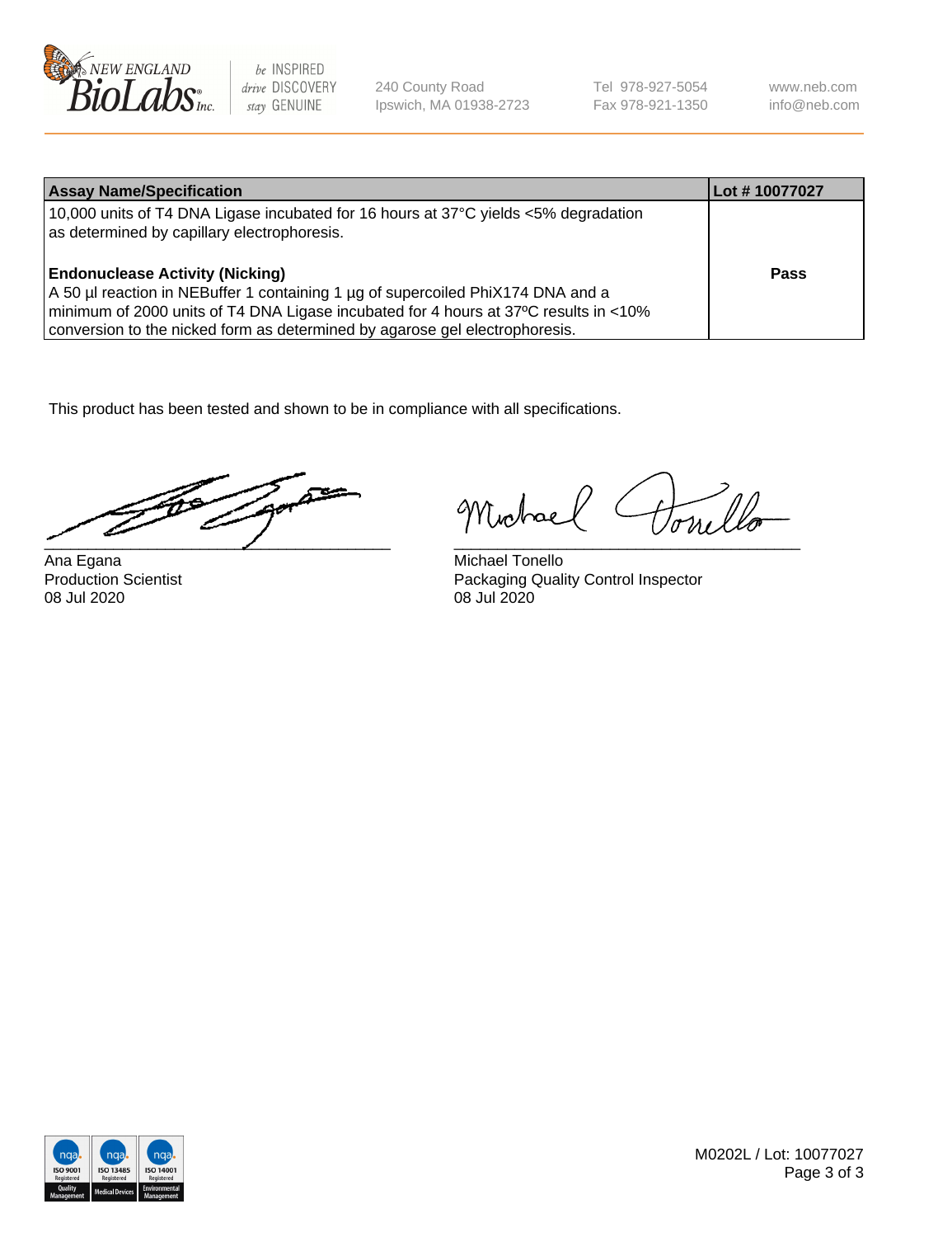| Assay Name/Specification | Lot # 10077027 |
| --- | --- |
| 10,000 units of T4 DNA Ligase incubated for 16 hours at 37°C yields <5% degradation as determined by capillary electrophoresis. | |
| **Endonuclease Activity (Nicking)**<br>A 50 µl reaction in NEBuffer 1 containing 1 µg of supercoiled PhiX174 DNA and a minimum of 2000 units of T4 DNA Ligase incubated for 4 hours at 37ºC results in <10% conversion to the nicked form as determined by agarose gel electrophoresis. | **Pass** |

This product has been tested and shown to be in compliance with all specifications.

Ana Egana
Production Scientist
08 Jul 2020

Michael Tonello
Packaging Quality Control Inspector
08 Jul 2020

M0202L / Lot: 10077027